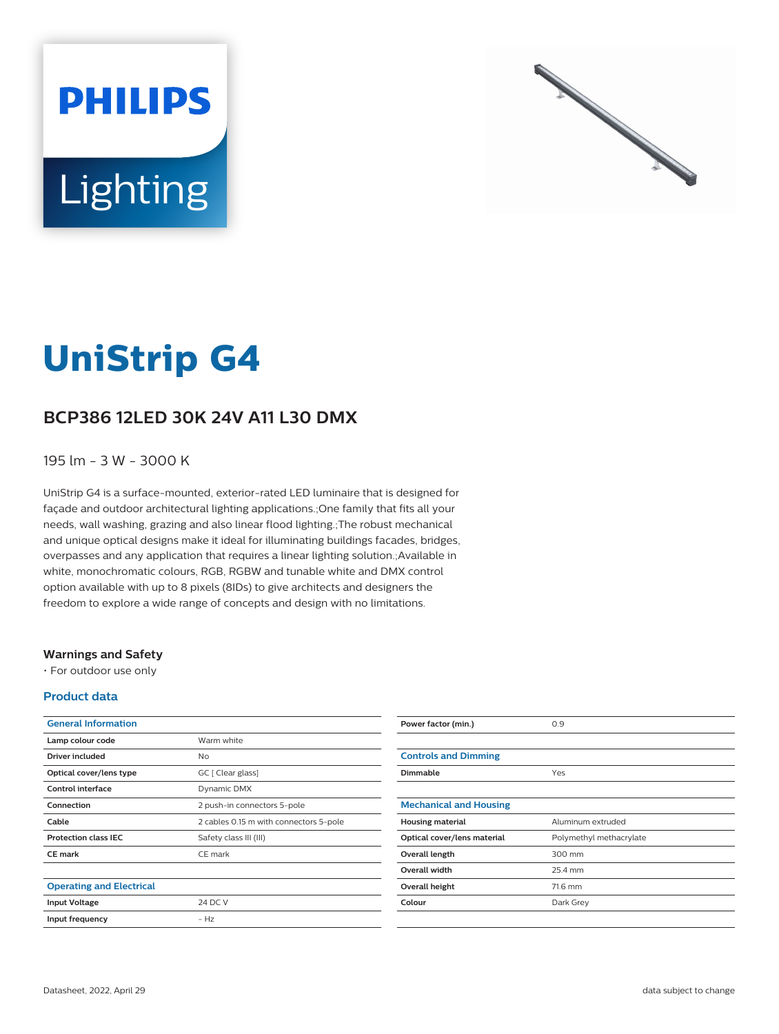# UniStrip G4

## BCP386 12LED 30K 24V A11 L30 DMX

195 lm - 3 W - 3000 K

UniStrip G4 is a surface-mounted, exterior-rated LED luminaire that is designed for façade and outdoor architectural lighting applications.;One family that fits all your needs, wall washing, grazing and also linear flood lighting.;The robust mechanical and unique optical designs make it ideal for illuminating buildings facades, bridges, overpasses and any application that requires a linear lighting solution.;Available in white, monochromatic colours, RGB, RGBW and tunable white and DMX control option available with up to 8 pixels (8IDs) to give architects and designers the freedom to explore a wide range of concepts and design with no limitations.

### Warnings and Safety

- For outdoor use only

### Product data

| General Information | |
|---|---|
| Lamp colour code | Warm white |
| Driver included | No |
| Optical cover/lens type | GC [ Clear glass] |
| Control interface | Dynamic DMX |
| Connection | 2 push-in connectors 5-pole |
| Cable | 2 cables 0.15 m with connectors 5-pole |
| Protection class IEC | Safety class III (III) |
| CE mark | CE mark |

| Operating and Electrical | |
|---|---|
| Input Voltage | 24 DC V |
| Input frequency | - Hz |
| Power factor (min.) | 0.9 |

| Controls and Dimming | |
|---|---|
| Dimmable | Yes |

| Mechanical and Housing | |
|---|---|
| Housing material | Aluminum extruded |
| Optical cover/lens material | Polymethyl methacrylate |
| Overall length | 300 mm |
| Overall width | 25.4 mm |
| Overall height | 71.6 mm |
| Colour | Dark Grey |

Datasheet, 2022, April 29

data subject to change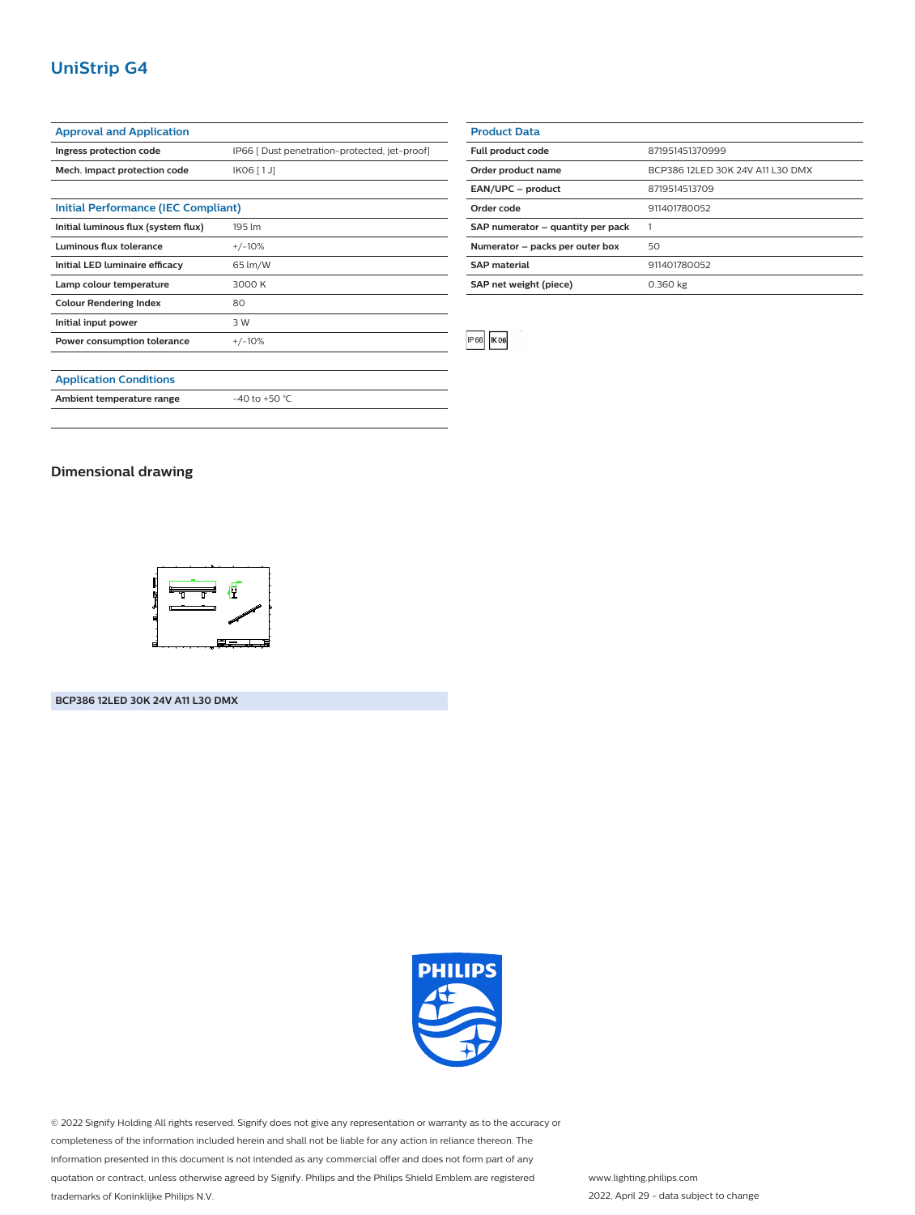# UniStrip G4

| Approval and Application | |
|---|---|
| Ingress protection code | IP66 [ Dust penetration-protected, jet-proof] |
| Mech. impact protection code | IK06 [ 1 J] |

| Initial Performance (IEC Compliant) | |
|---|---|
| Initial luminous flux (system flux) | 195 lm |
| Luminous flux tolerance | +/-10% |
| Initial LED luminaire efficacy | 65 lm/W |
| Lamp colour temperature | 3000 K |
| Colour Rendering Index | 80 |
| Initial input power | 3 W |
| Power consumption tolerance | +/-10% |

| Application Conditions | |
|---|---|
| Ambient temperature range | -40 to +50 °C |

| Product Data | |
|---|---|
| Full product code | 871951451370999 |
| Order product name | BCP386 12LED 30K 24V A11 L30 DMX |
| EAN/UPC – product | 8719514513709 |
| Order code | 911401780052 |
| SAP numerator – quantity per pack | 1 |
| Numerator – packs per outer box | 50 |
| SAP material | 911401780052 |
| SAP net weight (piece) | 0.360 kg |

IP66 IK06

## Dimensional drawing

BCP386 12LED 30K 24V A11 L30 DMX

© 2022 Signify Holding All rights reserved. Signify does not give any representation or warranty as to the accuracy or completeness of the information included herein and shall not be liable for any action in reliance thereon. The information presented in this document is not intended as any commercial offer and does not form part of any quotation or contract, unless otherwise agreed by Signify. Philips and the Philips Shield Emblem are registered trademarks of Koninklijke Philips N.V.

www.lighting.philips.com

2022, April 29 - data subject to change